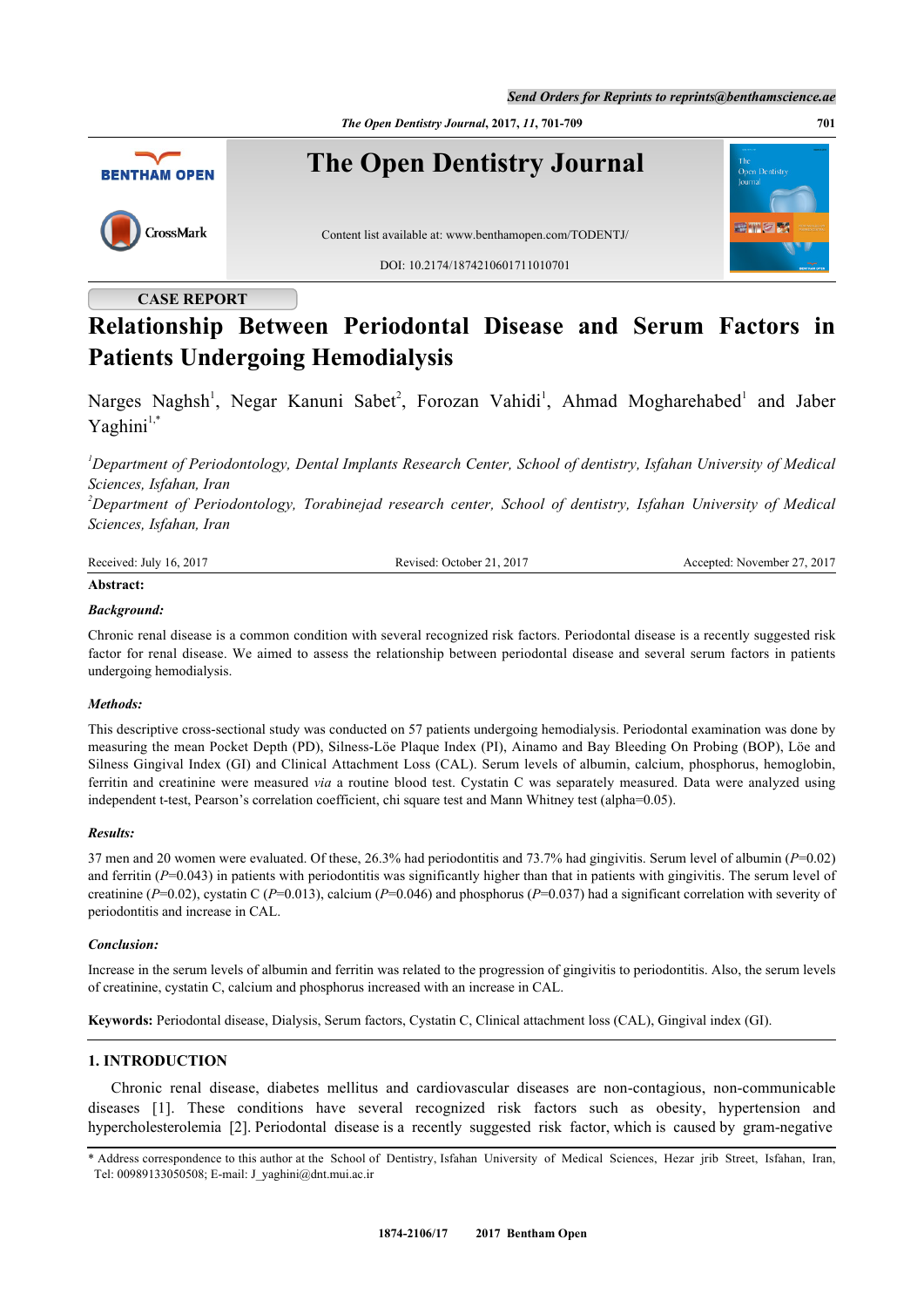CASE REPORT

# Relationship Between Periodontal Disease and Serum Factors in Patients Undergoing Hemodialysis

Narges Naghsh[1], Negar Kanuni Sabet[2], Forozan Vahidi[1], Ahmad Mogharehabed[1] and Jaber Yaghini[1,*]

[1]*Department of Periodontology, Dental Implants Research Center, School of dentistry, Isfahan University of Medical Sciences, Isfahan, Iran*
[2]*Department of Periodontology, Torabinejad research center, School of dentistry, Isfahan University of Medical Sciences, Isfahan, Iran*

Received: July 16, 2017 Revised: October 21, 2017 Accepted: November 27, 2017

**Abstract:**

***Background:***

Chronic renal disease is a common condition with several recognized risk factors. Periodontal disease is a recently suggested risk factor for renal disease. We aimed to assess the relationship between periodontal disease and several serum factors in patients undergoing hemodialysis.

***Methods:***

This descriptive cross-sectional study was conducted on 57 patients undergoing hemodialysis. Periodontal examination was done by measuring the mean Pocket Depth (PD), Silness-Löe Plaque Index (PI), Ainamo and Bay Bleeding On Probing (BOP), Löe and Silness Gingival Index (GI) and Clinical Attachment Loss (CAL). Serum levels of albumin, calcium, phosphorus, hemoglobin, ferritin and creatinine were measured *via* a routine blood test. Cystatin C was separately measured. Data were analyzed using independent t-test, Pearson's correlation coefficient, chi square test and Mann Whitney test (alpha=0.05).

***Results:***

37 men and 20 women were evaluated. Of these, 26.3% had periodontitis and 73.7% had gingivitis. Serum level of albumin (*P*=0.02) and ferritin (*P*=0.043) in patients with periodontitis was significantly higher than that in patients with gingivitis. The serum level of creatinine (*P*=0.02), cystatin C (*P*=0.013), calcium (*P*=0.046) and phosphorus (*P*=0.037) had a significant correlation with severity of periodontitis and increase in CAL.

***Conclusion:***

Increase in the serum levels of albumin and ferritin was related to the progression of gingivitis to periodontitis. Also, the serum levels of creatinine, cystatin C, calcium and phosphorus increased with an increase in CAL.

**Keywords:** Periodontal disease, Dialysis, Serum factors, Cystatin C, Clinical attachment loss (CAL), Gingival index (GI).

## 1. INTRODUCTION

Chronic renal disease, diabetes mellitus and cardiovascular diseases are non-contagious, non-communicable diseases [1]. These conditions have several recognized risk factors such as obesity, hypertension and hypercholesterolemia [2]. Periodontal disease is a recently suggested risk factor, which is caused by gram-negative

\* Address correspondence to this author at the School of Dentistry, Isfahan University of Medical Sciences, Hezar jrib Street, Isfahan, Iran, Tel: 00989133050508; E-mail: J_yaghini@dnt.mui.ac.ir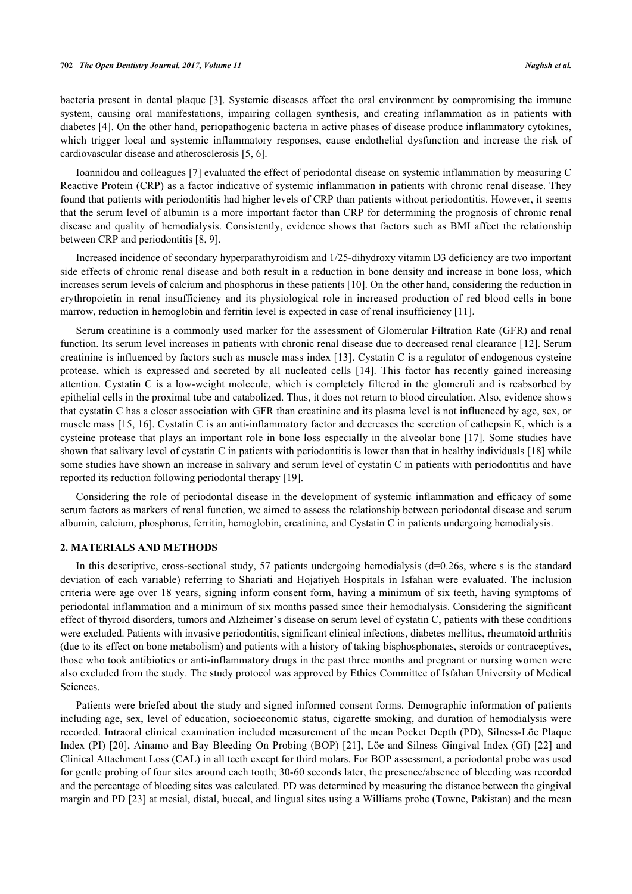bacteria present in dental plaque [3]. Systemic diseases affect the oral environment by compromising the immune system, causing oral manifestations, impairing collagen synthesis, and creating inflammation as in patients with diabetes [4]. On the other hand, periopathogenic bacteria in active phases of disease produce inflammatory cytokines, which trigger local and systemic inflammatory responses, cause endothelial dysfunction and increase the risk of cardiovascular disease and atherosclerosis [5, 6].

Ioannidou and colleagues [7] evaluated the effect of periodontal disease on systemic inflammation by measuring C Reactive Protein (CRP) as a factor indicative of systemic inflammation in patients with chronic renal disease. They found that patients with periodontitis had higher levels of CRP than patients without periodontitis. However, it seems that the serum level of albumin is a more important factor than CRP for determining the prognosis of chronic renal disease and quality of hemodialysis. Consistently, evidence shows that factors such as BMI affect the relationship between CRP and periodontitis [8, 9].

Increased incidence of secondary hyperparathyroidism and 1/25-dihydroxy vitamin D3 deficiency are two important side effects of chronic renal disease and both result in a reduction in bone density and increase in bone loss, which increases serum levels of calcium and phosphorus in these patients [10]. On the other hand, considering the reduction in erythropoietin in renal insufficiency and its physiological role in increased production of red blood cells in bone marrow, reduction in hemoglobin and ferritin level is expected in case of renal insufficiency [11].

Serum creatinine is a commonly used marker for the assessment of Glomerular Filtration Rate (GFR) and renal function. Its serum level increases in patients with chronic renal disease due to decreased renal clearance [12]. Serum creatinine is influenced by factors such as muscle mass index [13]. Cystatin C is a regulator of endogenous cysteine protease, which is expressed and secreted by all nucleated cells [14]. This factor has recently gained increasing attention. Cystatin C is a low-weight molecule, which is completely filtered in the glomeruli and is reabsorbed by epithelial cells in the proximal tube and catabolized. Thus, it does not return to blood circulation. Also, evidence shows that cystatin C has a closer association with GFR than creatinine and its plasma level is not influenced by age, sex, or muscle mass [15, 16]. Cystatin C is an anti-inflammatory factor and decreases the secretion of cathepsin K, which is a cysteine protease that plays an important role in bone loss especially in the alveolar bone [17]. Some studies have shown that salivary level of cystatin C in patients with periodontitis is lower than that in healthy individuals [18] while some studies have shown an increase in salivary and serum level of cystatin C in patients with periodontitis and have reported its reduction following periodontal therapy [19].

Considering the role of periodontal disease in the development of systemic inflammation and efficacy of some serum factors as markers of renal function, we aimed to assess the relationship between periodontal disease and serum albumin, calcium, phosphorus, ferritin, hemoglobin, creatinine, and Cystatin C in patients undergoing hemodialysis.

## 2. MATERIALS AND METHODS

In this descriptive, cross-sectional study, 57 patients undergoing hemodialysis (d=0.26s, where s is the standard deviation of each variable) referring to Shariati and Hojatiyeh Hospitals in Isfahan were evaluated. The inclusion criteria were age over 18 years, signing inform consent form, having a minimum of six teeth, having symptoms of periodontal inflammation and a minimum of six months passed since their hemodialysis. Considering the significant effect of thyroid disorders, tumors and Alzheimer's disease on serum level of cystatin C, patients with these conditions were excluded. Patients with invasive periodontitis, significant clinical infections, diabetes mellitus, rheumatoid arthritis (due to its effect on bone metabolism) and patients with a history of taking bisphosphonates, steroids or contraceptives, those who took antibiotics or anti-inflammatory drugs in the past three months and pregnant or nursing women were also excluded from the study. The study protocol was approved by Ethics Committee of Isfahan University of Medical Sciences.

Patients were briefed about the study and signed informed consent forms. Demographic information of patients including age, sex, level of education, socioeconomic status, cigarette smoking, and duration of hemodialysis were recorded. Intraoral clinical examination included measurement of the mean Pocket Depth (PD), Silness-Löe Plaque Index (PI) [20], Ainamo and Bay Bleeding On Probing (BOP) [21], Löe and Silness Gingival Index (GI) [22] and Clinical Attachment Loss (CAL) in all teeth except for third molars. For BOP assessment, a periodontal probe was used for gentle probing of four sites around each tooth; 30-60 seconds later, the presence/absence of bleeding was recorded and the percentage of bleeding sites was calculated. PD was determined by measuring the distance between the gingival margin and PD [23] at mesial, distal, buccal, and lingual sites using a Williams probe (Towne, Pakistan) and the mean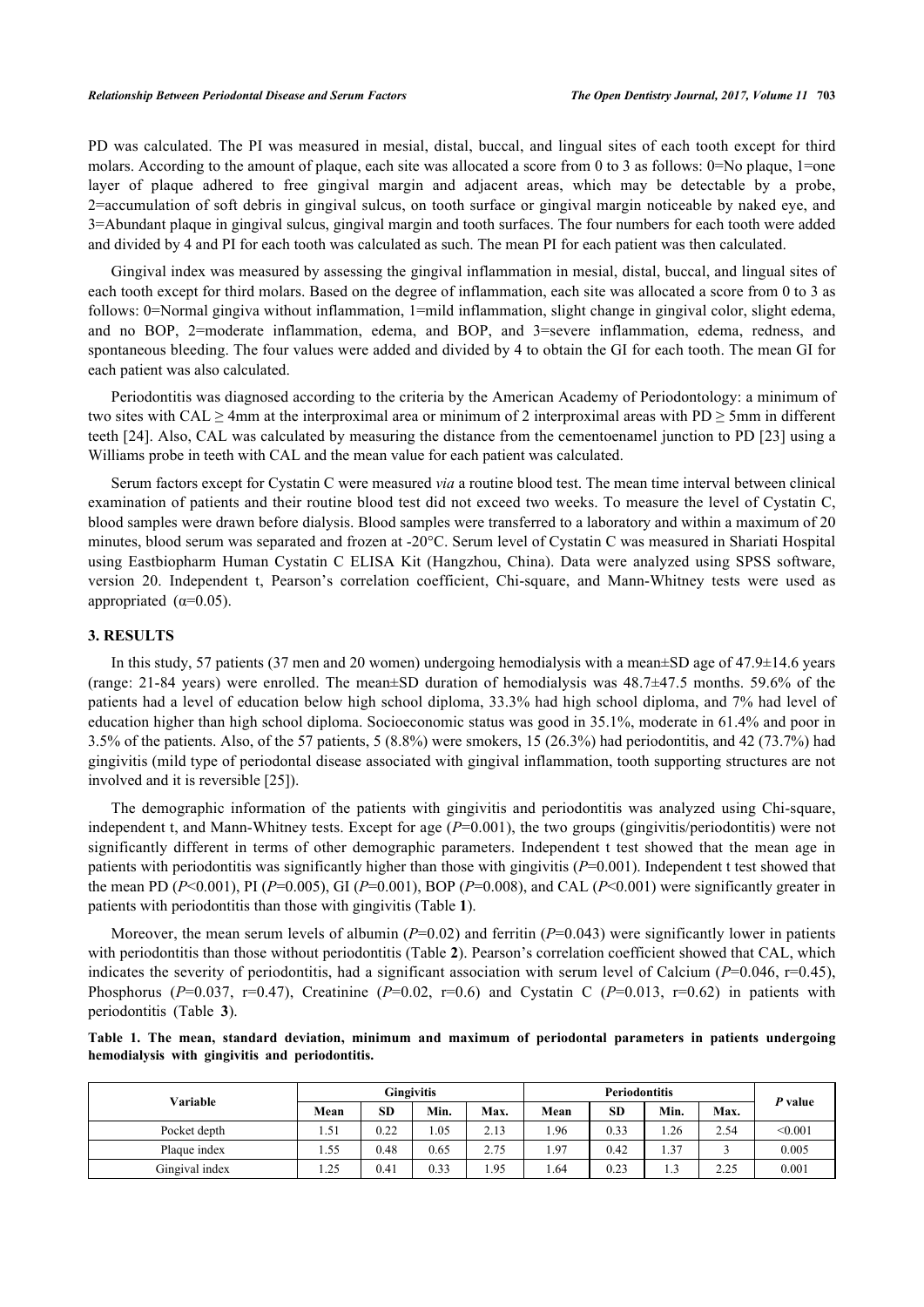PD was calculated. The PI was measured in mesial, distal, buccal, and lingual sites of each tooth except for third molars. According to the amount of plaque, each site was allocated a score from 0 to 3 as follows: 0=No plaque, 1=one layer of plaque adhered to free gingival margin and adjacent areas, which may be detectable by a probe, 2=accumulation of soft debris in gingival sulcus, on tooth surface or gingival margin noticeable by naked eye, and 3=Abundant plaque in gingival sulcus, gingival margin and tooth surfaces. The four numbers for each tooth were added and divided by 4 and PI for each tooth was calculated as such. The mean PI for each patient was then calculated.

Gingival index was measured by assessing the gingival inflammation in mesial, distal, buccal, and lingual sites of each tooth except for third molars. Based on the degree of inflammation, each site was allocated a score from 0 to 3 as follows: 0=Normal gingiva without inflammation, 1=mild inflammation, slight change in gingival color, slight edema, and no BOP, 2=moderate inflammation, edema, and BOP, and 3=severe inflammation, edema, redness, and spontaneous bleeding. The four values were added and divided by 4 to obtain the GI for each tooth. The mean GI for each patient was also calculated.

Periodontitis was diagnosed according to the criteria by the American Academy of Periodontology: a minimum of two sites with CAL ≥ 4mm at the interproximal area or minimum of 2 interproximal areas with PD ≥ 5mm in different teeth [24]. Also, CAL was calculated by measuring the distance from the cementoenamel junction to PD [23] using a Williams probe in teeth with CAL and the mean value for each patient was calculated.

Serum factors except for Cystatin C were measured *via* a routine blood test. The mean time interval between clinical examination of patients and their routine blood test did not exceed two weeks. To measure the level of Cystatin C, blood samples were drawn before dialysis. Blood samples were transferred to a laboratory and within a maximum of 20 minutes, blood serum was separated and frozen at -20°C. Serum level of Cystatin C was measured in Shariati Hospital using Eastbiopharm Human Cystatin C ELISA Kit (Hangzhou, China). Data were analyzed using SPSS software, version 20. Independent t, Pearson's correlation coefficient, Chi-square, and Mann-Whitney tests were used as appropriated ($\alpha$=0.05).

## 3. RESULTS

In this study, 57 patients (37 men and 20 women) undergoing hemodialysis with a mean±SD age of 47.9±14.6 years (range: 21-84 years) were enrolled. The mean±SD duration of hemodialysis was 48.7±47.5 months. 59.6% of the patients had a level of education below high school diploma, 33.3% had high school diploma, and 7% had level of education higher than high school diploma. Socioeconomic status was good in 35.1%, moderate in 61.4% and poor in 3.5% of the patients. Also, of the 57 patients, 5 (8.8%) were smokers, 15 (26.3%) had periodontitis, and 42 (73.7%) had gingivitis (mild type of periodontal disease associated with gingival inflammation, tooth supporting structures are not involved and it is reversible [25]).

The demographic information of the patients with gingivitis and periodontitis was analyzed using Chi-square, independent t, and Mann-Whitney tests. Except for age ($P$=0.001), the two groups (gingivitis/periodontitis) were not significantly different in terms of other demographic parameters. Independent t test showed that the mean age in patients with periodontitis was significantly higher than those with gingivitis ($P$=0.001). Independent t test showed that the mean PD ($P$<0.001), PI ($P$=0.005), GI ($P$=0.001), BOP ($P$=0.008), and CAL ($P$<0.001) were significantly greater in patients with periodontitis than those with gingivitis (Table **1**).

Moreover, the mean serum levels of albumin ($P$=0.02) and ferritin ($P$=0.043) were significantly lower in patients with periodontitis than those without periodontitis (Table **2**). Pearson's correlation coefficient showed that CAL, which indicates the severity of periodontitis, had a significant association with serum level of Calcium ($P$=0.046, r=0.45), Phosphorus ($P$=0.037, r=0.47), Creatinine ($P$=0.02, r=0.6) and Cystatin C ($P$=0.013, r=0.62) in patients with periodontitis (Table **3**).

**Table 1. The mean, standard deviation, minimum and maximum of periodontal parameters in patients undergoing hemodialysis with gingivitis and periodontitis.**

| Variable | Gingivitis | | | | Periodontitis | | | | P value |
|---|---|---|---|---|---|---|---|---|---|
| | Mean | SD | Min. | Max. | Mean | SD | Min. | Max. | |
| Pocket depth | 1.51 | 0.22 | 1.05 | 2.13 | 1.96 | 0.33 | 1.26 | 2.54 | <0.001 |
| Plaque index | 1.55 | 0.48 | 0.65 | 2.75 | 1.97 | 0.42 | 1.37 | 3 | 0.005 |
| Gingival index | 1.25 | 0.41 | 0.33 | 1.95 | 1.64 | 0.23 | 1.3 | 2.25 | 0.001 |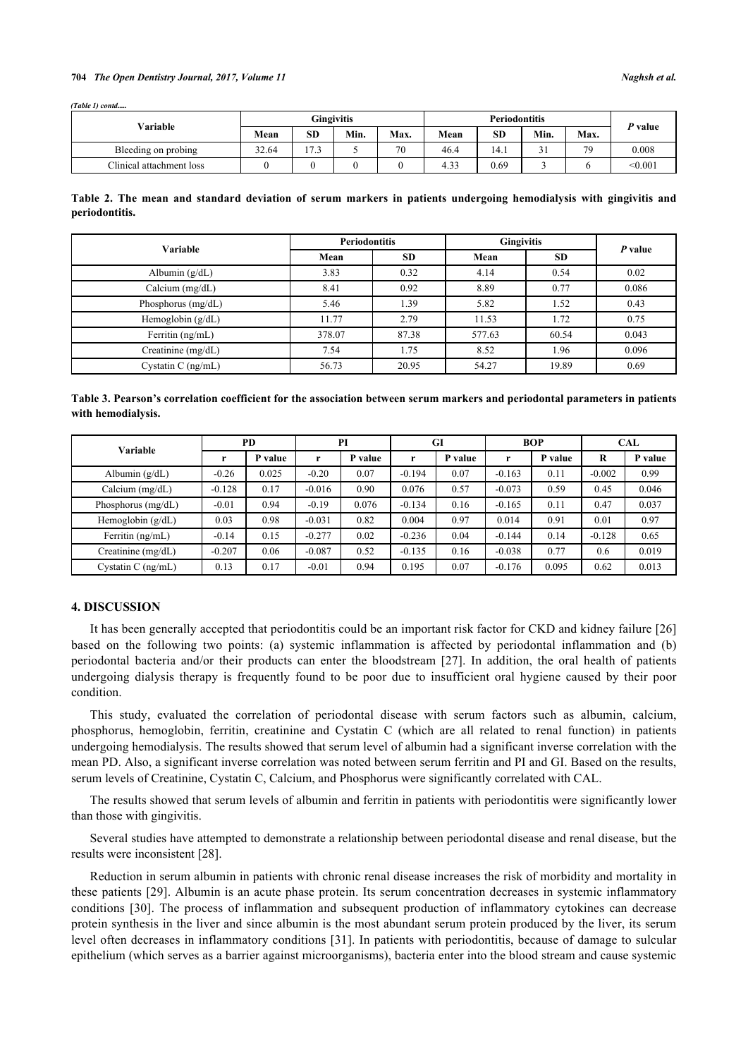*(Table 1) contd.....*

| Variable | Gingivitis | | | | Periodontitis | | | | P value |
|---|---|---|---|---|---|---|---|---|---|
| | Mean | SD | Min. | Max. | Mean | SD | Min. | Max. | |
| Bleeding on probing | 32.64 | 17.3 | 5 | 70 | 46.4 | 14.1 | 31 | 79 | 0.008 |
| Clinical attachment loss | 0 | 0 | 0 | 0 | 4.33 | 0.69 | 3 | 6 | <0.001 |

**Table 2. The mean and standard deviation of serum markers in patients undergoing hemodialysis with gingivitis and periodontitis.**

| Variable | Periodontitis | | Gingivitis | | P value |
|---|---|---|---|---|---|
| | Mean | SD | Mean | SD | |
| Albumin (g/dL) | 3.83 | 0.32 | 4.14 | 0.54 | 0.02 |
| Calcium (mg/dL) | 8.41 | 0.92 | 8.89 | 0.77 | 0.086 |
| Phosphorus (mg/dL) | 5.46 | 1.39 | 5.82 | 1.52 | 0.43 |
| Hemoglobin (g/dL) | 11.77 | 2.79 | 11.53 | 1.72 | 0.75 |
| Ferritin (ng/mL) | 378.07 | 87.38 | 577.63 | 60.54 | 0.043 |
| Creatinine (mg/dL) | 7.54 | 1.75 | 8.52 | 1.96 | 0.096 |
| Cystatin C (ng/mL) | 56.73 | 20.95 | 54.27 | 19.89 | 0.69 |

**Table 3. Pearson's correlation coefficient for the association between serum markers and periodontal parameters in patients with hemodialysis.**

| Variable | PD | | PI | | GI | | BOP | | CAL | |
|---|---|---|---|---|---|---|---|---|---|---|
| | r | P value | r | P value | r | P value | r | P value | R | P value |
| Albumin (g/dL) | -0.26 | 0.025 | -0.20 | 0.07 | -0.194 | 0.07 | -0.163 | 0.11 | -0.002 | 0.99 |
| Calcium (mg/dL) | -0.128 | 0.17 | -0.016 | 0.90 | 0.076 | 0.57 | -0.073 | 0.59 | 0.45 | 0.046 |
| Phosphorus (mg/dL) | -0.01 | 0.94 | -0.19 | 0.076 | -0.134 | 0.16 | -0.165 | 0.11 | 0.47 | 0.037 |
| Hemoglobin (g/dL) | 0.03 | 0.98 | -0.031 | 0.82 | 0.004 | 0.97 | 0.014 | 0.91 | 0.01 | 0.97 |
| Ferritin (ng/mL) | -0.14 | 0.15 | -0.277 | 0.02 | -0.236 | 0.04 | -0.144 | 0.14 | -0.128 | 0.65 |
| Creatinine (mg/dL) | -0.207 | 0.06 | -0.087 | 0.52 | -0.135 | 0.16 | -0.038 | 0.77 | 0.6 | 0.019 |
| Cystatin C (ng/mL) | 0.13 | 0.17 | -0.01 | 0.94 | 0.195 | 0.07 | -0.176 | 0.095 | 0.62 | 0.013 |

## 4. DISCUSSION

It has been generally accepted that periodontitis could be an important risk factor for CKD and kidney failure [26] based on the following two points: (a) systemic inflammation is affected by periodontal inflammation and (b) periodontal bacteria and/or their products can enter the bloodstream [27]. In addition, the oral health of patients undergoing dialysis therapy is frequently found to be poor due to insufficient oral hygiene caused by their poor condition.

This study, evaluated the correlation of periodontal disease with serum factors such as albumin, calcium, phosphorus, hemoglobin, ferritin, creatinine and Cystatin C (which are all related to renal function) in patients undergoing hemodialysis. The results showed that serum level of albumin had a significant inverse correlation with the mean PD. Also, a significant inverse correlation was noted between serum ferritin and PI and GI. Based on the results, serum levels of Creatinine, Cystatin C, Calcium, and Phosphorus were significantly correlated with CAL.

The results showed that serum levels of albumin and ferritin in patients with periodontitis were significantly lower than those with gingivitis.

Several studies have attempted to demonstrate a relationship between periodontal disease and renal disease, but the results were inconsistent [28].

Reduction in serum albumin in patients with chronic renal disease increases the risk of morbidity and mortality in these patients [29]. Albumin is an acute phase protein. Its serum concentration decreases in systemic inflammatory conditions [30]. The process of inflammation and subsequent production of inflammatory cytokines can decrease protein synthesis in the liver and since albumin is the most abundant serum protein produced by the liver, its serum level often decreases in inflammatory conditions [31]. In patients with periodontitis, because of damage to sulcular epithelium (which serves as a barrier against microorganisms), bacteria enter into the blood stream and cause systemic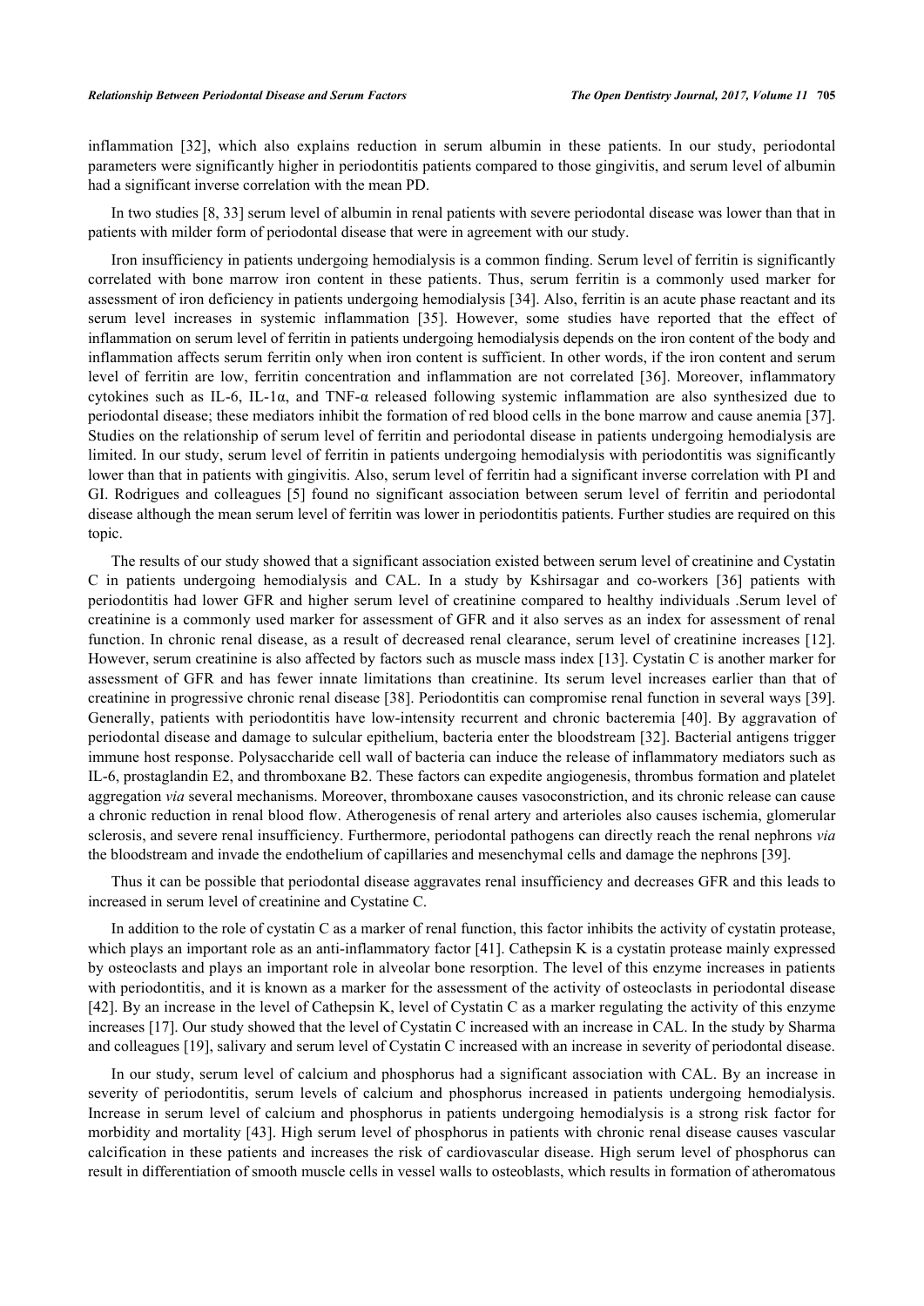inflammation [32], which also explains reduction in serum albumin in these patients. In our study, periodontal parameters were significantly higher in periodontitis patients compared to those gingivitis, and serum level of albumin had a significant inverse correlation with the mean PD.

In two studies [8, 33] serum level of albumin in renal patients with severe periodontal disease was lower than that in patients with milder form of periodontal disease that were in agreement with our study.

Iron insufficiency in patients undergoing hemodialysis is a common finding. Serum level of ferritin is significantly correlated with bone marrow iron content in these patients. Thus, serum ferritin is a commonly used marker for assessment of iron deficiency in patients undergoing hemodialysis [34]. Also, ferritin is an acute phase reactant and its serum level increases in systemic inflammation [35]. However, some studies have reported that the effect of inflammation on serum level of ferritin in patients undergoing hemodialysis depends on the iron content of the body and inflammation affects serum ferritin only when iron content is sufficient. In other words, if the iron content and serum level of ferritin are low, ferritin concentration and inflammation are not correlated [36]. Moreover, inflammatory cytokines such as IL-6, IL-1α, and TNF-α released following systemic inflammation are also synthesized due to periodontal disease; these mediators inhibit the formation of red blood cells in the bone marrow and cause anemia [37]. Studies on the relationship of serum level of ferritin and periodontal disease in patients undergoing hemodialysis are limited. In our study, serum level of ferritin in patients undergoing hemodialysis with periodontitis was significantly lower than that in patients with gingivitis. Also, serum level of ferritin had a significant inverse correlation with PI and GI. Rodrigues and colleagues [5] found no significant association between serum level of ferritin and periodontal disease although the mean serum level of ferritin was lower in periodontitis patients. Further studies are required on this topic.

The results of our study showed that a significant association existed between serum level of creatinine and Cystatin C in patients undergoing hemodialysis and CAL. In a study by Kshirsagar and co-workers [36] patients with periodontitis had lower GFR and higher serum level of creatinine compared to healthy individuals .Serum level of creatinine is a commonly used marker for assessment of GFR and it also serves as an index for assessment of renal function. In chronic renal disease, as a result of decreased renal clearance, serum level of creatinine increases [12]. However, serum creatinine is also affected by factors such as muscle mass index [13]. Cystatin C is another marker for assessment of GFR and has fewer innate limitations than creatinine. Its serum level increases earlier than that of creatinine in progressive chronic renal disease [38]. Periodontitis can compromise renal function in several ways [39]. Generally, patients with periodontitis have low-intensity recurrent and chronic bacteremia [40]. By aggravation of periodontal disease and damage to sulcular epithelium, bacteria enter the bloodstream [32]. Bacterial antigens trigger immune host response. Polysaccharide cell wall of bacteria can induce the release of inflammatory mediators such as IL-6, prostaglandin E2, and thromboxane B2. These factors can expedite angiogenesis, thrombus formation and platelet aggregation *via* several mechanisms. Moreover, thromboxane causes vasoconstriction, and its chronic release can cause a chronic reduction in renal blood flow. Atherogenesis of renal artery and arterioles also causes ischemia, glomerular sclerosis, and severe renal insufficiency. Furthermore, periodontal pathogens can directly reach the renal nephrons *via* the bloodstream and invade the endothelium of capillaries and mesenchymal cells and damage the nephrons [39].

Thus it can be possible that periodontal disease aggravates renal insufficiency and decreases GFR and this leads to increased in serum level of creatinine and Cystatine C.

In addition to the role of cystatin C as a marker of renal function, this factor inhibits the activity of cystatin protease, which plays an important role as an anti-inflammatory factor [41]. Cathepsin K is a cystatin protease mainly expressed by osteoclasts and plays an important role in alveolar bone resorption. The level of this enzyme increases in patients with periodontitis, and it is known as a marker for the assessment of the activity of osteoclasts in periodontal disease [42]. By an increase in the level of Cathepsin K, level of Cystatin C as a marker regulating the activity of this enzyme increases [17]. Our study showed that the level of Cystatin C increased with an increase in CAL. In the study by Sharma and colleagues [19], salivary and serum level of Cystatin C increased with an increase in severity of periodontal disease.

In our study, serum level of calcium and phosphorus had a significant association with CAL. By an increase in severity of periodontitis, serum levels of calcium and phosphorus increased in patients undergoing hemodialysis. Increase in serum level of calcium and phosphorus in patients undergoing hemodialysis is a strong risk factor for morbidity and mortality [43]. High serum level of phosphorus in patients with chronic renal disease causes vascular calcification in these patients and increases the risk of cardiovascular disease. High serum level of phosphorus can result in differentiation of smooth muscle cells in vessel walls to osteoblasts, which results in formation of atheromatous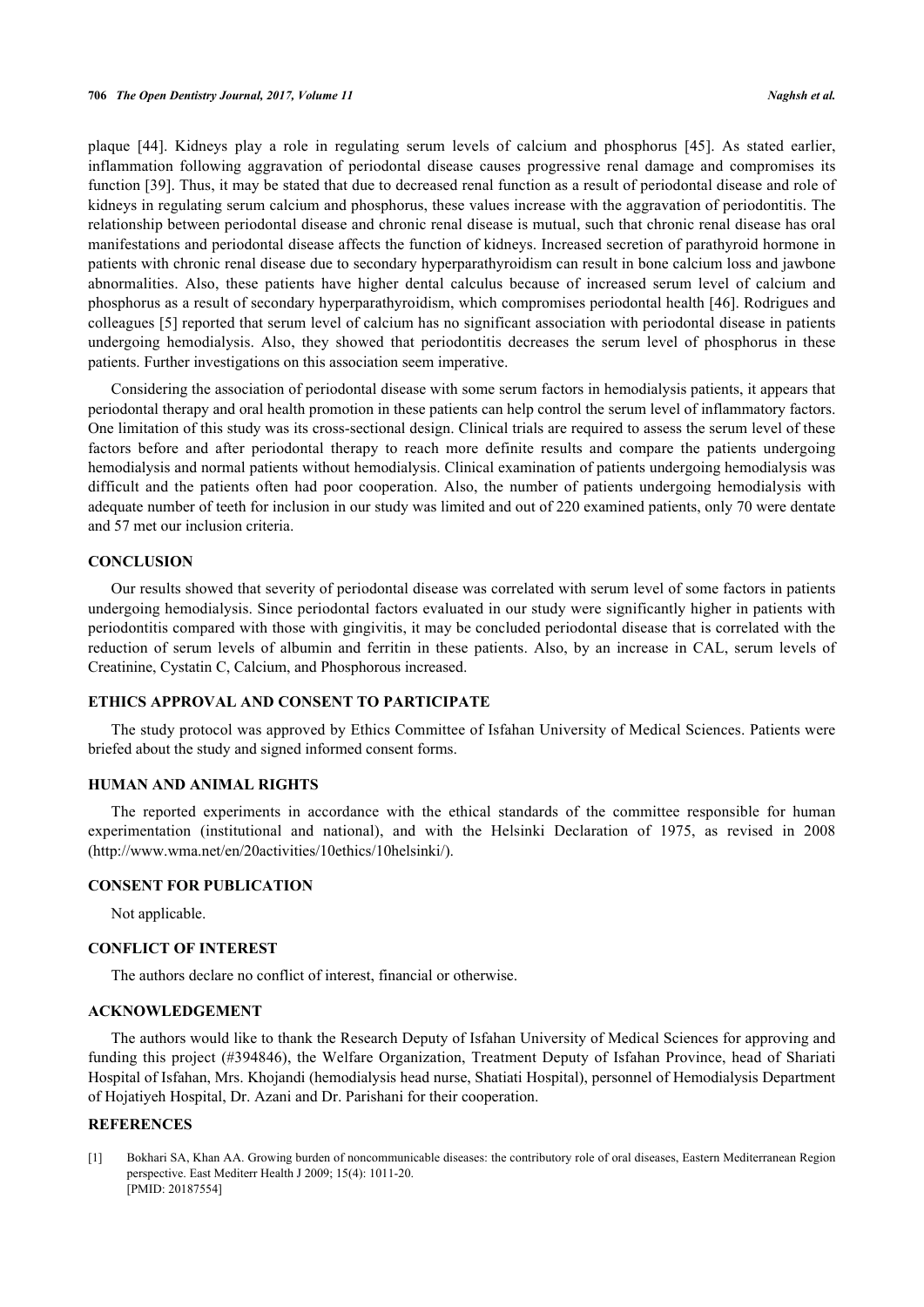plaque [44]. Kidneys play a role in regulating serum levels of calcium and phosphorus [45]. As stated earlier, inflammation following aggravation of periodontal disease causes progressive renal damage and compromises its function [39]. Thus, it may be stated that due to decreased renal function as a result of periodontal disease and role of kidneys in regulating serum calcium and phosphorus, these values increase with the aggravation of periodontitis. The relationship between periodontal disease and chronic renal disease is mutual, such that chronic renal disease has oral manifestations and periodontal disease affects the function of kidneys. Increased secretion of parathyroid hormone in patients with chronic renal disease due to secondary hyperparathyroidism can result in bone calcium loss and jawbone abnormalities. Also, these patients have higher dental calculus because of increased serum level of calcium and phosphorus as a result of secondary hyperparathyroidism, which compromises periodontal health [46]. Rodrigues and colleagues [5] reported that serum level of calcium has no significant association with periodontal disease in patients undergoing hemodialysis. Also, they showed that periodontitis decreases the serum level of phosphorus in these patients. Further investigations on this association seem imperative.

Considering the association of periodontal disease with some serum factors in hemodialysis patients, it appears that periodontal therapy and oral health promotion in these patients can help control the serum level of inflammatory factors. One limitation of this study was its cross-sectional design. Clinical trials are required to assess the serum level of these factors before and after periodontal therapy to reach more definite results and compare the patients undergoing hemodialysis and normal patients without hemodialysis. Clinical examination of patients undergoing hemodialysis was difficult and the patients often had poor cooperation. Also, the number of patients undergoing hemodialysis with adequate number of teeth for inclusion in our study was limited and out of 220 examined patients, only 70 were dentate and 57 met our inclusion criteria.

## CONCLUSION

Our results showed that severity of periodontal disease was correlated with serum level of some factors in patients undergoing hemodialysis. Since periodontal factors evaluated in our study were significantly higher in patients with periodontitis compared with those with gingivitis, it may be concluded periodontal disease that is correlated with the reduction of serum levels of albumin and ferritin in these patients. Also, by an increase in CAL, serum levels of Creatinine, Cystatin C, Calcium, and Phosphorous increased.

## ETHICS APPROVAL AND CONSENT TO PARTICIPATE

The study protocol was approved by Ethics Committee of Isfahan University of Medical Sciences. Patients were briefed about the study and signed informed consent forms.

## HUMAN AND ANIMAL RIGHTS

The reported experiments in accordance with the ethical standards of the committee responsible for human experimentation (institutional and national), and with the Helsinki Declaration of 1975, as revised in 2008 (http://www.wma.net/en/20activities/10ethics/10helsinki/).

## CONSENT FOR PUBLICATION

Not applicable.

## CONFLICT OF INTEREST

The authors declare no conflict of interest, financial or otherwise.

## ACKNOWLEDGEMENT

The authors would like to thank the Research Deputy of Isfahan University of Medical Sciences for approving and funding this project (#394846), the Welfare Organization, Treatment Deputy of Isfahan Province, head of Shariati Hospital of Isfahan, Mrs. Khojandi (hemodialysis head nurse, Shatiati Hospital), personnel of Hemodialysis Department of Hojatiyeh Hospital, Dr. Azani and Dr. Parishani for their cooperation.

## REFERENCES

[1] Bokhari SA, Khan AA. Growing burden of noncommunicable diseases: the contributory role of oral diseases, Eastern Mediterranean Region perspective. East Mediterr Health J 2009; 15(4): 1011-20.
[PMID: 20187554]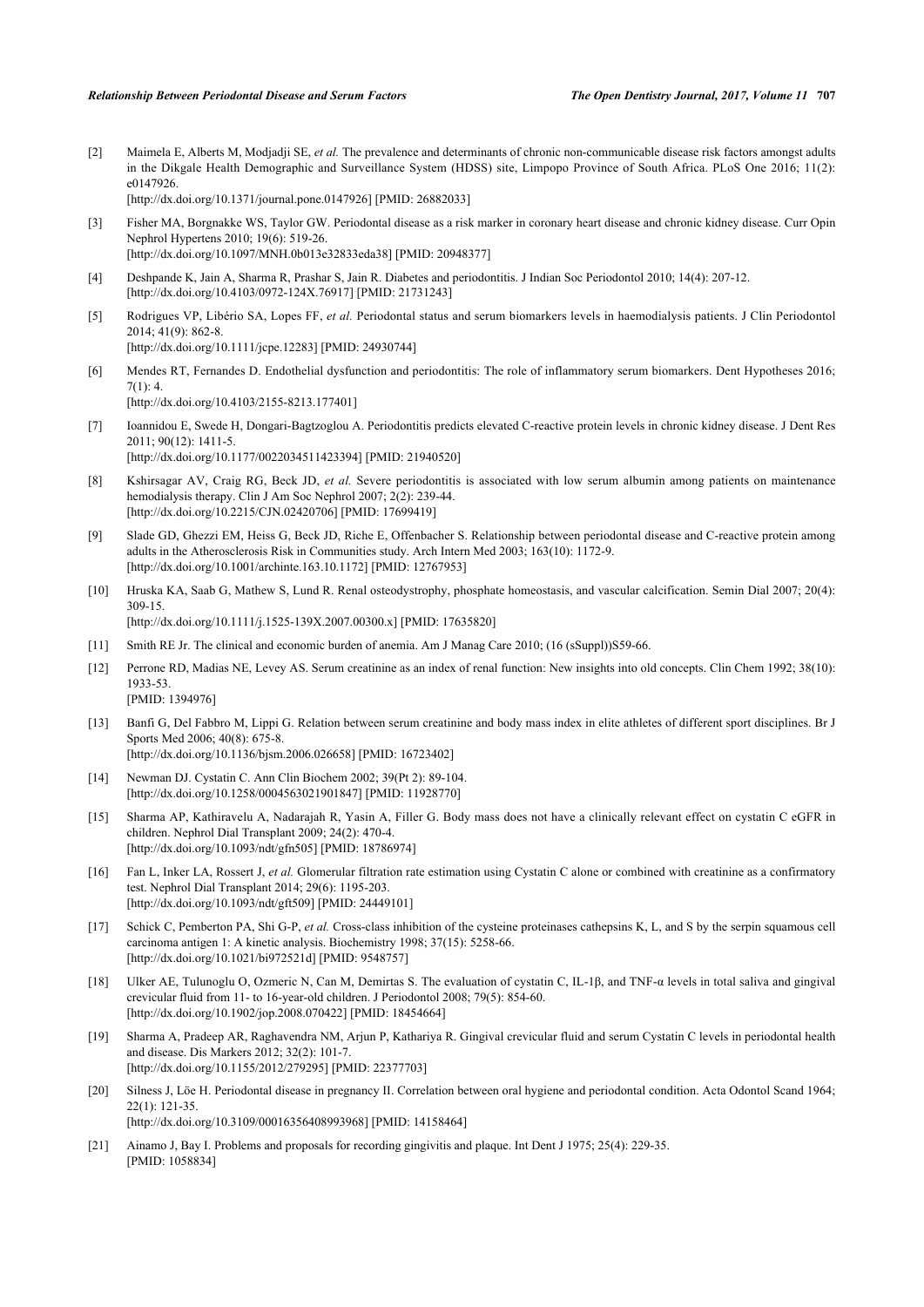[2] Maimela E, Alberts M, Modjadji SE, *et al.* The prevalence and determinants of chronic non-communicable disease risk factors amongst adults in the Dikgale Health Demographic and Surveillance System (HDSS) site, Limpopo Province of South Africa. PLoS One 2016; 11(2): e0147926.
[http://dx.doi.org/10.1371/journal.pone.0147926] [PMID: 26882033]

[3] Fisher MA, Borgnakke WS, Taylor GW. Periodontal disease as a risk marker in coronary heart disease and chronic kidney disease. Curr Opin Nephrol Hypertens 2010; 19(6): 519-26.
[http://dx.doi.org/10.1097/MNH.0b013e32833eda38] [PMID: 20948377]

[4] Deshpande K, Jain A, Sharma R, Prashar S, Jain R. Diabetes and periodontitis. J Indian Soc Periodontol 2010; 14(4): 207-12.
[http://dx.doi.org/10.4103/0972-124X.76917] [PMID: 21731243]

[5] Rodrigues VP, Libério SA, Lopes FF, *et al.* Periodontal status and serum biomarkers levels in haemodialysis patients. J Clin Periodontol 2014; 41(9): 862-8.
[http://dx.doi.org/10.1111/jcpe.12283] [PMID: 24930744]

[6] Mendes RT, Fernandes D. Endothelial dysfunction and periodontitis: The role of inflammatory serum biomarkers. Dent Hypotheses 2016; 7(1): 4.
[http://dx.doi.org/10.4103/2155-8213.177401]

[7] Ioannidou E, Swede H, Dongari-Bagtzoglou A. Periodontitis predicts elevated C-reactive protein levels in chronic kidney disease. J Dent Res 2011; 90(12): 1411-5.
[http://dx.doi.org/10.1177/0022034511423394] [PMID: 21940520]

[8] Kshirsagar AV, Craig RG, Beck JD, *et al.* Severe periodontitis is associated with low serum albumin among patients on maintenance hemodialysis therapy. Clin J Am Soc Nephrol 2007; 2(2): 239-44.
[http://dx.doi.org/10.2215/CJN.02420706] [PMID: 17699419]

[9] Slade GD, Ghezzi EM, Heiss G, Beck JD, Riche E, Offenbacher S. Relationship between periodontal disease and C-reactive protein among adults in the Atherosclerosis Risk in Communities study. Arch Intern Med 2003; 163(10): 1172-9.
[http://dx.doi.org/10.1001/archinte.163.10.1172] [PMID: 12767953]

[10] Hruska KA, Saab G, Mathew S, Lund R. Renal osteodystrophy, phosphate homeostasis, and vascular calcification. Semin Dial 2007; 20(4): 309-15.
[http://dx.doi.org/10.1111/j.1525-139X.2007.00300.x] [PMID: 17635820]

[11] Smith RE Jr. The clinical and economic burden of anemia. Am J Manag Care 2010; (16 (sSuppl))S59-66.

[12] Perrone RD, Madias NE, Levey AS. Serum creatinine as an index of renal function: New insights into old concepts. Clin Chem 1992; 38(10): 1933-53.
[PMID: 1394976]

[13] Banfi G, Del Fabbro M, Lippi G. Relation between serum creatinine and body mass index in elite athletes of different sport disciplines. Br J Sports Med 2006; 40(8): 675-8.
[http://dx.doi.org/10.1136/bjsm.2006.026658] [PMID: 16723402]

[14] Newman DJ. Cystatin C. Ann Clin Biochem 2002; 39(Pt 2): 89-104.
[http://dx.doi.org/10.1258/0004563021901847] [PMID: 11928770]

[15] Sharma AP, Kathiravelu A, Nadarajah R, Yasin A, Filler G. Body mass does not have a clinically relevant effect on cystatin C eGFR in children. Nephrol Dial Transplant 2009; 24(2): 470-4.
[http://dx.doi.org/10.1093/ndt/gfn505] [PMID: 18786974]

[16] Fan L, Inker LA, Rossert J, *et al.* Glomerular filtration rate estimation using Cystatin C alone or combined with creatinine as a confirmatory test. Nephrol Dial Transplant 2014; 29(6): 1195-203.
[http://dx.doi.org/10.1093/ndt/gft509] [PMID: 24449101]

[17] Schick C, Pemberton PA, Shi G-P, *et al.* Cross-class inhibition of the cysteine proteinases cathepsins K, L, and S by the serpin squamous cell carcinoma antigen 1: A kinetic analysis. Biochemistry 1998; 37(15): 5258-66.
[http://dx.doi.org/10.1021/bi972521d] [PMID: 9548757]

[18] Ulker AE, Tulunoglu O, Ozmeric N, Can M, Demirtas S. The evaluation of cystatin C, IL-1β, and TNF-α levels in total saliva and gingival crevicular fluid from 11- to 16-year-old children. J Periodontol 2008; 79(5): 854-60.
[http://dx.doi.org/10.1902/jop.2008.070422] [PMID: 18454664]

[19] Sharma A, Pradeep AR, Raghavendra NM, Arjun P, Kathariya R. Gingival crevicular fluid and serum Cystatin C levels in periodontal health and disease. Dis Markers 2012; 32(2): 101-7.
[http://dx.doi.org/10.1155/2012/279295] [PMID: 22377703]

[20] Silness J, Löe H. Periodontal disease in pregnancy II. Correlation between oral hygiene and periodontal condition. Acta Odontol Scand 1964; 22(1): 121-35.
[http://dx.doi.org/10.3109/00016356408993968] [PMID: 14158464]

[21] Ainamo J, Bay I. Problems and proposals for recording gingivitis and plaque. Int Dent J 1975; 25(4): 229-35.
[PMID: 1058834]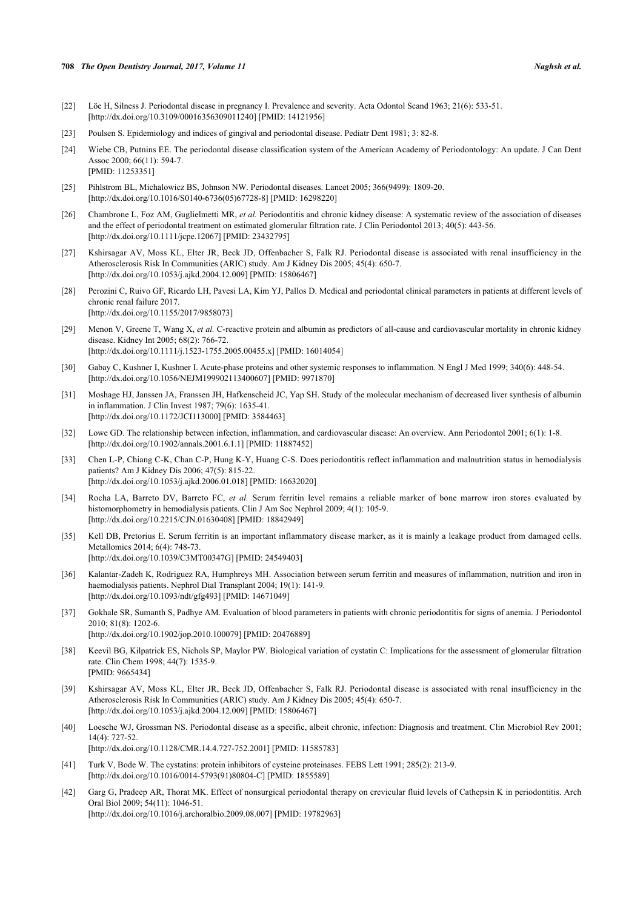[22] Löe H, Silness J. Periodontal disease in pregnancy I. Prevalence and severity. Acta Odontol Scand 1963; 21(6): 533-51. [http://dx.doi.org/10.3109/00016356309011240] [PMID: 14121956]

[23] Poulsen S. Epidemiology and indices of gingival and periodontal disease. Pediatr Dent 1981; 3: 82-8.

[24] Wiebe CB, Putnins EE. The periodontal disease classification system of the American Academy of Periodontology: An update. J Can Dent Assoc 2000; 66(11): 594-7. [PMID: 11253351]

[25] Pihlstrom BL, Michalowicz BS, Johnson NW. Periodontal diseases. Lancet 2005; 366(9499): 1809-20. [http://dx.doi.org/10.1016/S0140-6736(05)67728-8] [PMID: 16298220]

[26] Chambrone L, Foz AM, Guglielmetti MR, *et al.* Periodontitis and chronic kidney disease: A systematic review of the association of diseases and the effect of periodontal treatment on estimated glomerular filtration rate. J Clin Periodontol 2013; 40(5): 443-56. [http://dx.doi.org/10.1111/jcpe.12067] [PMID: 23432795]

[27] Kshirsagar AV, Moss KL, Elter JR, Beck JD, Offenbacher S, Falk RJ. Periodontal disease is associated with renal insufficiency in the Atherosclerosis Risk In Communities (ARIC) study. Am J Kidney Dis 2005; 45(4): 650-7. [http://dx.doi.org/10.1053/j.ajkd.2004.12.009] [PMID: 15806467]

[28] Perozini C, Ruivo GF, Ricardo LH, Pavesi LA, Kim YJ, Pallos D. Medical and periodontal clinical parameters in patients at different levels of chronic renal failure 2017. [http://dx.doi.org/10.1155/2017/9858073]

[29] Menon V, Greene T, Wang X, *et al.* C-reactive protein and albumin as predictors of all-cause and cardiovascular mortality in chronic kidney disease. Kidney Int 2005; 68(2): 766-72. [http://dx.doi.org/10.1111/j.1523-1755.2005.00455.x] [PMID: 16014054]

[30] Gabay C, Kushner I, Kushner I. Acute-phase proteins and other systemic responses to inflammation. N Engl J Med 1999; 340(6): 448-54. [http://dx.doi.org/10.1056/NEJM199902113400607] [PMID: 9971870]

[31] Moshage HJ, Janssen JA, Franssen JH, Hafkenscheid JC, Yap SH. Study of the molecular mechanism of decreased liver synthesis of albumin in inflammation. J Clin Invest 1987; 79(6): 1635-41. [http://dx.doi.org/10.1172/JCI113000] [PMID: 3584463]

[32] Lowe GD. The relationship between infection, inflammation, and cardiovascular disease: An overview. Ann Periodontol 2001; 6(1): 1-8. [http://dx.doi.org/10.1902/annals.2001.6.1.1] [PMID: 11887452]

[33] Chen L-P, Chiang C-K, Chan C-P, Hung K-Y, Huang C-S. Does periodontitis reflect inflammation and malnutrition status in hemodialysis patients? Am J Kidney Dis 2006; 47(5): 815-22. [http://dx.doi.org/10.1053/j.ajkd.2006.01.018] [PMID: 16632020]

[34] Rocha LA, Barreto DV, Barreto FC, *et al.* Serum ferritin level remains a reliable marker of bone marrow iron stores evaluated by histomorphometry in hemodialysis patients. Clin J Am Soc Nephrol 2009; 4(1): 105-9. [http://dx.doi.org/10.2215/CJN.01630408] [PMID: 18842949]

[35] Kell DB, Pretorius E. Serum ferritin is an important inflammatory disease marker, as it is mainly a leakage product from damaged cells. Metallomics 2014; 6(4): 748-73. [http://dx.doi.org/10.1039/C3MT00347G] [PMID: 24549403]

[36] Kalantar-Zadeh K, Rodriguez RA, Humphreys MH. Association between serum ferritin and measures of inflammation, nutrition and iron in haemodialysis patients. Nephrol Dial Transplant 2004; 19(1): 141-9. [http://dx.doi.org/10.1093/ndt/gfg493] [PMID: 14671049]

[37] Gokhale SR, Sumanth S, Padhye AM. Evaluation of blood parameters in patients with chronic periodontitis for signs of anemia. J Periodontol 2010; 81(8): 1202-6. [http://dx.doi.org/10.1902/jop.2010.100079] [PMID: 20476889]

[38] Keevil BG, Kilpatrick ES, Nichols SP, Maylor PW. Biological variation of cystatin C: Implications for the assessment of glomerular filtration rate. Clin Chem 1998; 44(7): 1535-9. [PMID: 9665434]

[39] Kshirsagar AV, Moss KL, Elter JR, Beck JD, Offenbacher S, Falk RJ. Periodontal disease is associated with renal insufficiency in the Atherosclerosis Risk In Communities (ARIC) study. Am J Kidney Dis 2005; 45(4): 650-7. [http://dx.doi.org/10.1053/j.ajkd.2004.12.009] [PMID: 15806467]

[40] Loesche WJ, Grossman NS. Periodontal disease as a specific, albeit chronic, infection: Diagnosis and treatment. Clin Microbiol Rev 2001; 14(4): 727-52. [http://dx.doi.org/10.1128/CMR.14.4.727-752.2001] [PMID: 11585783]

[41] Turk V, Bode W. The cystatins: protein inhibitors of cysteine proteinases. FEBS Lett 1991; 285(2): 213-9. [http://dx.doi.org/10.1016/0014-5793(91)80804-C] [PMID: 1855589]

[42] Garg G, Pradeep AR, Thorat MK. Effect of nonsurgical periodontal therapy on crevicular fluid levels of Cathepsin K in periodontitis. Arch Oral Biol 2009; 54(11): 1046-51. [http://dx.doi.org/10.1016/j.archoralbio.2009.08.007] [PMID: 19782963]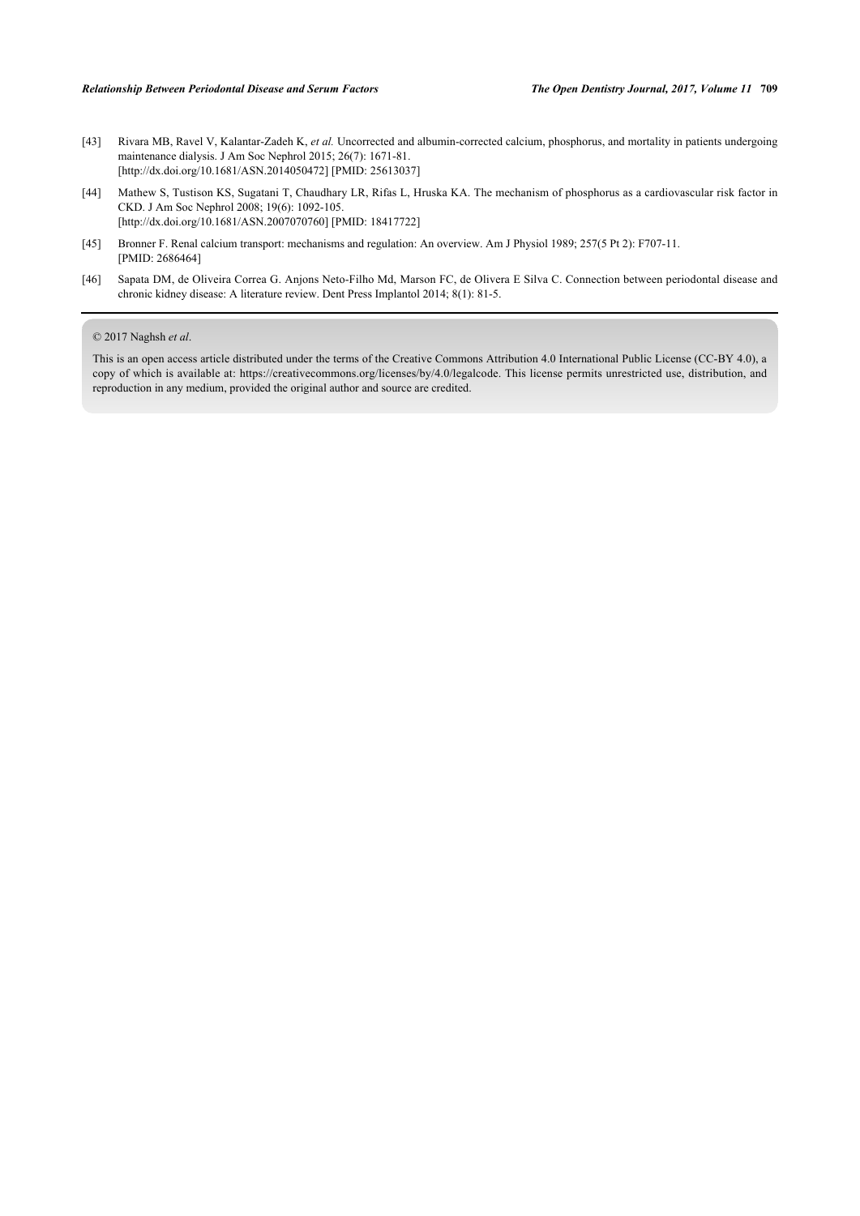[43] Rivara MB, Ravel V, Kalantar-Zadeh K, *et al.* Uncorrected and albumin-corrected calcium, phosphorus, and mortality in patients undergoing maintenance dialysis. J Am Soc Nephrol 2015; 26(7): 1671-81. [http://dx.doi.org/10.1681/ASN.2014050472] [PMID: 25613037]

[44] Mathew S, Tustison KS, Sugatani T, Chaudhary LR, Rifas L, Hruska KA. The mechanism of phosphorus as a cardiovascular risk factor in CKD. J Am Soc Nephrol 2008; 19(6): 1092-105. [http://dx.doi.org/10.1681/ASN.2007070760] [PMID: 18417722]

[45] Bronner F. Renal calcium transport: mechanisms and regulation: An overview. Am J Physiol 1989; 257(5 Pt 2): F707-11. [PMID: 2686464]

[46] Sapata DM, de Oliveira Correa G. Anjons Neto-Filho Md, Marson FC, de Olivera E Silva C. Connection between periodontal disease and chronic kidney disease: A literature review. Dent Press Implantol 2014; 8(1): 81-5.

© 2017 Naghsh *et al*.

This is an open access article distributed under the terms of the Creative Commons Attribution 4.0 International Public License (CC-BY 4.0), a copy of which is available at: https://creativecommons.org/licenses/by/4.0/legalcode. This license permits unrestricted use, distribution, and reproduction in any medium, provided the original author and source are credited.